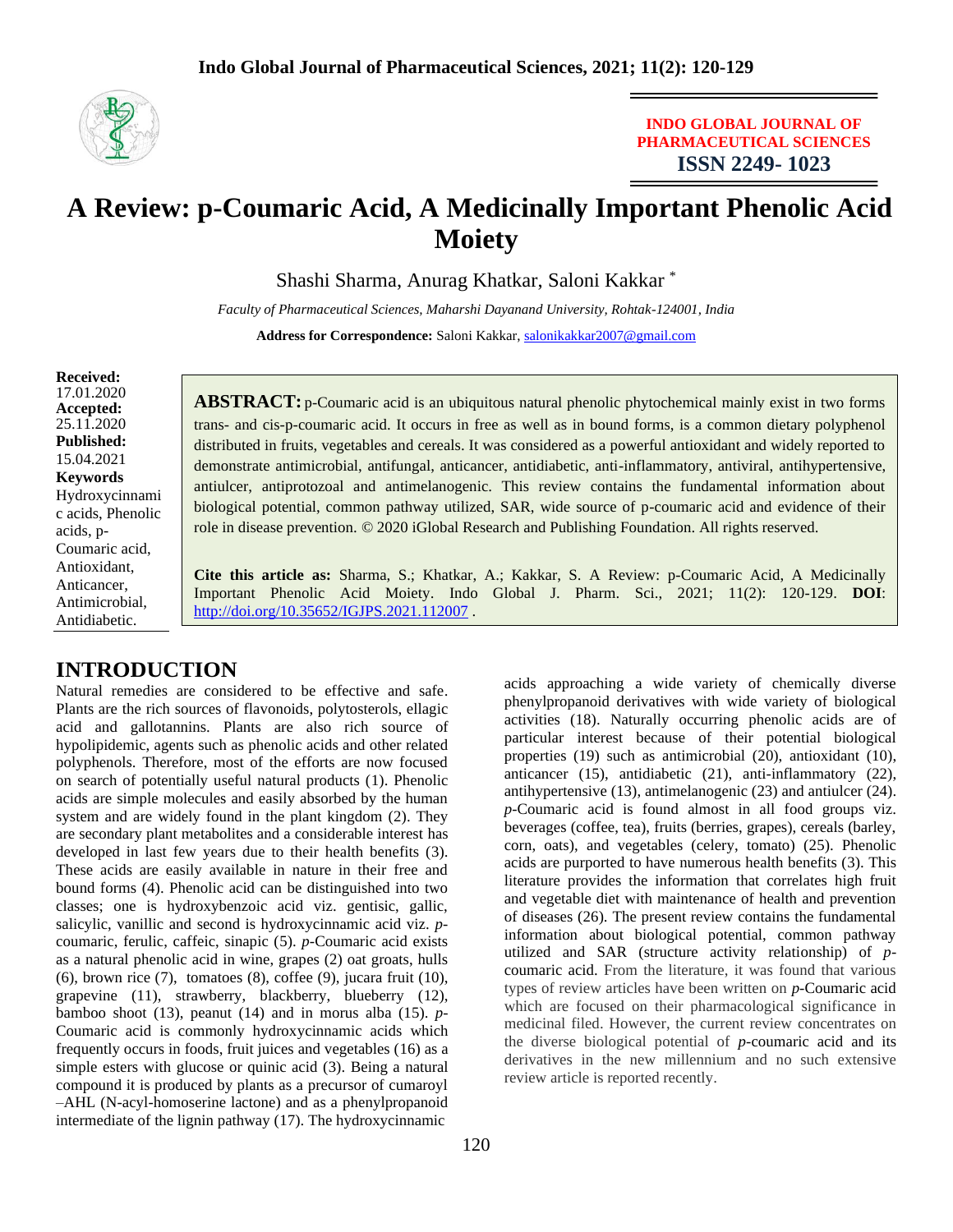INDO GLOBAL JOURNAL OF PHARMACEUTICAL SCIENCES
ISSN 2249- 1023

# A Review: p-Coumaric Acid, A Medicinally Important Phenolic Acid Moiety

Shashi Sharma, Anurag Khatkar, Saloni Kakkar *

*Faculty of Pharmaceutical Sciences, Maharshi Dayanand University, Rohtak-124001, India*

**Address for Correspondence:** Saloni Kakkar, salonikakkar2007@gmail.com

**Received:** 17.01.2020
**Accepted:** 25.11.2020
**Published:** 15.04.2021

**Keywords**
Hydroxycinnamic acids, Phenolic acids, p-Coumaric acid, Antioxidant, Anticancer, Antimicrobial, Antidiabetic.

**ABSTRACT:** p-Coumaric acid is an ubiquitous natural phenolic phytochemical mainly exist in two forms trans- and cis-p-coumaric acid. It occurs in free as well as in bound forms, is a common dietary polyphenol distributed in fruits, vegetables and cereals. It was considered as a powerful antioxidant and widely reported to demonstrate antimicrobial, antifungal, anticancer, antidiabetic, anti-inflammatory, antiviral, antihypertensive, antiulcer, antiprotozoal and antimelanogenic. This review contains the fundamental information about biological potential, common pathway utilized, SAR, wide source of p-coumaric acid and evidence of their role in disease prevention. © 2020 iGlobal Research and Publishing Foundation. All rights reserved.

**Cite this article as:** Sharma, S.; Khatkar, A.; Kakkar, S. A Review: p-Coumaric Acid, A Medicinally Important Phenolic Acid Moiety. Indo Global J. Pharm. Sci., 2021; 11(2): 120-129. **DOI**: http://doi.org/10.35652/IGJPS.2021.112007 .

## INTRODUCTION

Natural remedies are considered to be effective and safe. Plants are the rich sources of flavonoids, polytosterols, ellagic acid and gallotannins. Plants are also rich source of hypolipidemic, agents such as phenolic acids and other related polyphenols. Therefore, most of the efforts are now focused on search of potentially useful natural products (1). Phenolic acids are simple molecules and easily absorbed by the human system and are widely found in the plant kingdom (2). They are secondary plant metabolites and a considerable interest has developed in last few years due to their health benefits (3). These acids are easily available in nature in their free and bound forms (4). Phenolic acid can be distinguished into two classes; one is hydroxybenzoic acid viz. gentisic, gallic, salicylic, vanillic and second is hydroxycinnamic acid viz. *p*-coumaric, ferulic, caffeic, sinapic (5). *p*-Coumaric acid exists as a natural phenolic acid in wine, grapes (2) oat groats, hulls (6), brown rice (7), tomatoes (8), coffee (9), jucara fruit (10), grapevine (11), strawberry, blackberry, blueberry (12), bamboo shoot (13), peanut (14) and in morus alba (15). *p*-Coumaric acid is commonly hydroxycinnamic acids which frequently occurs in foods, fruit juices and vegetables (16) as a simple esters with glucose or quinic acid (3). Being a natural compound it is produced by plants as a precursor of cumaroyl –AHL (N-acyl-homoserine lactone) and as a phenylpropanoid intermediate of the lignin pathway (17). The hydroxycinnamic acids approaching a wide variety of chemically diverse phenylpropanoid derivatives with wide variety of biological activities (18). Naturally occurring phenolic acids are of particular interest because of their potential biological properties (19) such as antimicrobial (20), antioxidant (10), anticancer (15), antidiabetic (21), anti-inflammatory (22), antihypertensive (13), antimelanogenic (23) and antiulcer (24). *p*-Coumaric acid is found almost in all food groups viz. beverages (coffee, tea), fruits (berries, grapes), cereals (barley, corn, oats), and vegetables (celery, tomato) (25). Phenolic acids are purported to have numerous health benefits (3). This literature provides the information that correlates high fruit and vegetable diet with maintenance of health and prevention of diseases (26). The present review contains the fundamental information about biological potential, common pathway utilized and SAR (structure activity relationship) of *p*-coumaric acid. From the literature, it was found that various types of review articles have been written on *p*-Coumaric acid which are focused on their pharmacological significance in medicinal filed. However, the current review concentrates on the diverse biological potential of *p*-coumaric acid and its derivatives in the new millennium and no such extensive review article is reported recently.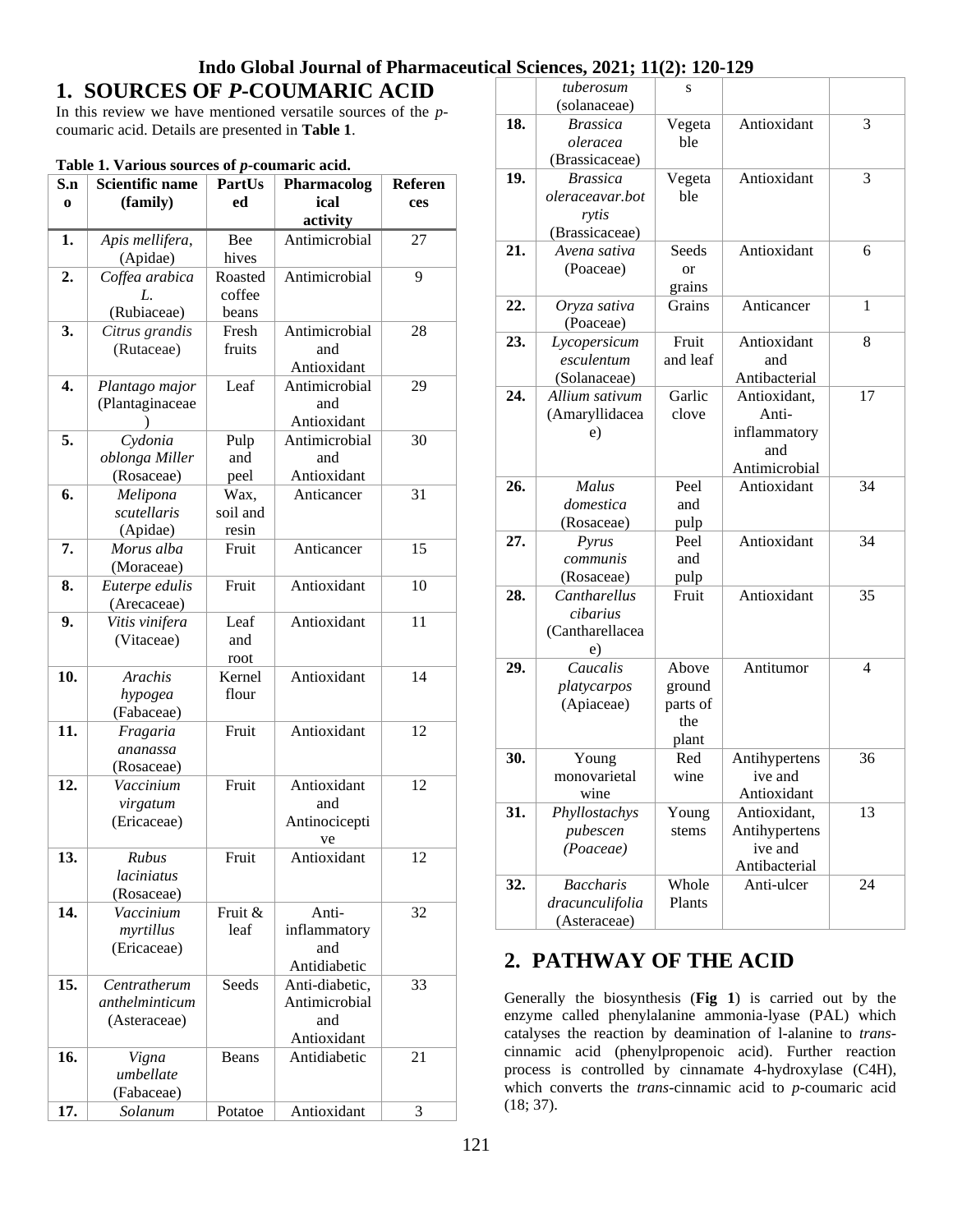# 1. SOURCES OF *P*-COUMARIC ACID

In this review we have mentioned versatile sources of the *p*-coumaric acid. Details are presented in **Table 1**.

**Table 1. Various sources of *p*-coumaric acid.**

| S.no | Scientific name (family) | PartUsed | Pharmacological activity | References |
|---|---|---|---|---|
| **1.** | *Apis mellifera*, (Apidae) | Bee hives | Antimicrobial | 27 |
| **2.** | *Coffea arabica L.* (Rubiaceae) | Roasted coffee beans | Antimicrobial | 9 |
| **3.** | *Citrus grandis* (Rutaceae) | Fresh fruits | Antimicrobial and Antioxidant | 28 |
| **4.** | *Plantago major* (Plantaginaceae) | Leaf | Antimicrobial and Antioxidant | 29 |
| **5.** | *Cydonia oblonga Miller* (Rosaceae) | Pulp and peel | Antimicrobial and Antioxidant | 30 |
| **6.** | *Melipona scutellaris* (Apidae) | Wax, soil and resin | Anticancer | 31 |
| **7.** | *Morus alba* (Moraceae) | Fruit | Anticancer | 15 |
| **8.** | *Euterpe edulis* (Arecaceae) | Fruit | Antioxidant | 10 |
| **9.** | *Vitis vinifera* (Vitaceae) | Leaf and root | Antioxidant | 11 |
| **10.** | *Arachis hypogea* (Fabaceae) | Kernel flour | Antioxidant | 14 |
| **11.** | *Fragaria ananassa* (Rosaceae) | Fruit | Antioxidant | 12 |
| **12.** | *Vaccinium virgatum* (Ericaceae) | Fruit | Antioxidant and Antinociceptive | 12 |
| **13.** | *Rubus laciniatus* (Rosaceae) | Fruit | Antioxidant | 12 |
| **14.** | *Vaccinium myrtillus* (Ericaceae) | Fruit & leaf | Anti-inflammatory and Antidiabetic | 32 |
| **15.** | *Centratherum anthelminticum* (Asteraceae) | Seeds | Anti-diabetic, Antimicrobial and Antioxidant | 33 |
| **16.** | *Vigna umbellate* (Fabaceae) | Beans | Antidiabetic | 21 |
| **17.** | *Solanum tuberosum* (solanaceae) | Potatoes | Antioxidant | 3 |
| **18.** | *Brassica oleracea* (Brassicaceae) | Vegetable | Antioxidant | 3 |
| **19.** | *Brassica oleraceavar.botrytis* (Brassicaceae) | Vegetable | Antioxidant | 3 |
| **21.** | *Avena sativa* (Poaceae) | Seeds or grains | Antioxidant | 6 |
| **22.** | *Oryza sativa* (Poaceae) | Grains | Anticancer | 1 |
| **23.** | *Lycopersicum esculentum* (Solanaceae) | Fruit and leaf | Antioxidant and Antibacterial | 8 |
| **24.** | *Allium sativum* (Amaryllidaceae) | Garlic clove | Antioxidant, Anti-inflammatory and Antimicrobial | 17 |
| **26.** | *Malus domestica* (Rosaceae) | Peel and pulp | Antioxidant | 34 |
| **27.** | *Pyrus communis* (Rosaceae) | Peel and pulp | Antioxidant | 34 |
| **28.** | *Cantharellus cibarius* (Cantharellaceae) | Fruit | Antioxidant | 35 |
| **29.** | *Caucalis platycarpos* (Apiaceae) | Above ground parts of the plant | Antitumor | 4 |
| **30.** | Young monovarietal wine | Red wine | Antihypertensive and Antioxidant | 36 |
| **31.** | *Phyllostachys pubescen (Poaceae)* | Young stems | Antioxidant, Antihypertensive and Antibacterial | 13 |
| **32.** | *Baccharis dracunculifolia* (Asteraceae) | Whole Plants | Anti-ulcer | 24 |

# 2. PATHWAY OF THE ACID

Generally the biosynthesis (**Fig 1**) is carried out by the enzyme called phenylalanine ammonia-lyase (PAL) which catalyses the reaction by deamination of l-alanine to *trans*-cinnamic acid (phenylpropenoic acid). Further reaction process is controlled by cinnamate 4-hydroxylase (C4H), which converts the *trans*-cinnamic acid to *p*-coumaric acid (18; 37).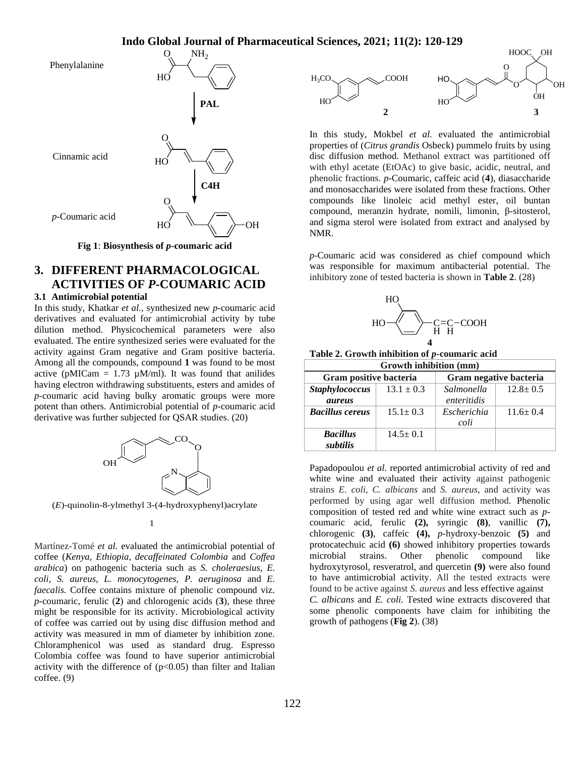Phenylalanine

PAL

Cinnamic acid

C4H

*p*-Coumaric acid

**Fig 1**: **Biosynthesis of *p*-coumaric acid**

## 3. DIFFERENT PHARMACOLOGICAL ACTIVITIES OF *P*-COUMARIC ACID

### 3.1 Antimicrobial potential

In this study, Khatkar *et al.,* synthesized new *p*-coumaric acid derivatives and evaluated for antimicrobial activity by tube dilution method. Physicochemical parameters were also evaluated. The entire synthesized series were evaluated for the activity against Gram negative and Gram positive bacteria. Among all the compounds, compound **1** was found to be most active (pMICam = 1.73 µM/ml). It was found that anilides having electron withdrawing substituents, esters and amides of *p*-coumaric acid having bulky aromatic groups were more potent than others. Antimicrobial potential of *p*-coumaric acid derivative was further subjected for QSAR studies. (20)

(*E*)-quinolin-8-ylmethyl 3-(4-hydroxyphenyl)acrylate

1

Martínez-Tomé *et al.* evaluated the antimicrobial potential of coffee (*Kenya, Ethiopia, decaffeinated Colombia* and *Coffea arabica*) on pathogenic bacteria such as *S. choleraesius, E. coli, S. aureus, L. monocytogenes, P. aeruginosa* and *E. faecalis.* Coffee contains mixture of phenolic compound viz. *p*-coumaric, ferulic (**2**) and chlorogenic acids (**3**), these three might be responsible for its activity. Microbiological activity of coffee was carried out by using disc diffusion method and activity was measured in mm of diameter by inhibition zone. Chloramphenicol was used as standard drug. Espresso Colombia coffee was found to have superior antimicrobial activity with the difference of ($p<0.05$) than filter and Italian coffee. (9)

**2** **3**

In this study, Mokbel *et al.* evaluated the antimicrobial properties of (*Citrus grandis* Osbeck) pummelo fruits by using disc diffusion method. Methanol extract was partitioned off with ethyl acetate (EtOAc) to give basic, acidic, neutral, and phenolic fractions. *p*-Coumaric, caffeic acid (**4**), diasaccharide and monosaccharides were isolated from these fractions. Other compounds like linoleic acid methyl ester, oil buntan compound, meranzin hydrate, nomili, limonin, β-sitosterol, and sigma sterol were isolated from extract and analysed by NMR.

*p*-Coumaric acid was considered as chief compound which was responsible for maximum antibacterial potential. The inhibitory zone of tested bacteria is shown in **Table 2**. (28)

**4**

**Table 2. Growth inhibition of *p*-coumaric acid**

| Growth inhibition (mm) | | | |
|---|---|---|---|
| **Gram positive bacteria** | | **Gram negative bacteria** | |
| ***Staphylococcus aureus*** | 13.1 ± 0.3 | *Salmonella enteritidis* | 12.8± 0.5 |
| ***Bacillus cereus*** | 15.1± 0.3 | *Escherichia coli* | 11.6± 0.4 |
| ***Bacillus subtilis*** | 14.5± 0.1 | | |

Papadopoulou *et al.* reported antimicrobial activity of red and white wine and evaluated their activity against pathogenic strains *E. coli, C. albicans* and *S. aureus*, and activity was performed by using agar well diffusion method. Phenolic composition of tested red and white wine extract such as *p*-coumaric acid, ferulic **(2),** syringic **(8)**, vanillic **(7),** chlorogenic **(3)**, caffeic **(4),** *p*-hydroxy-benzoic **(5)** and protocatechuic acid **(6)** showed inhibitory properties towards microbial strains. Other phenolic compound like hydroxytyrosol, resveratrol, and quercetin **(9)** were also found to have antimicrobial activity. All the tested extracts were found to be active against *S. aureus* and less effective against *C. albicans* and *E. coli.* Tested wine extracts discovered that some phenolic components have claim for inhibiting the growth of pathogens (**Fig 2**). (38)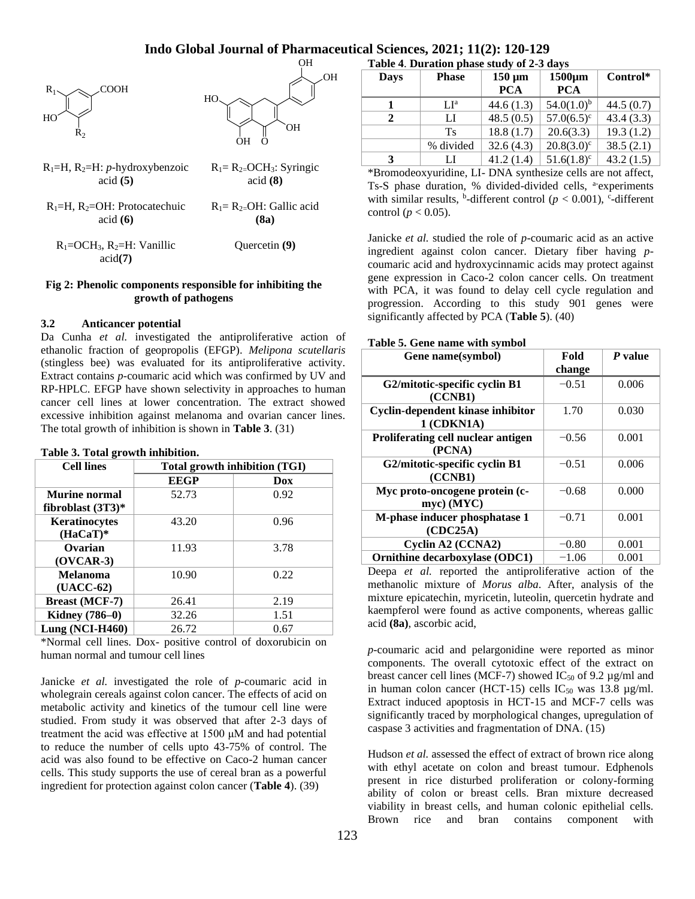$R_1$=H, $R_2$=H: *p*-hydroxybenzoic acid **(5)**

$R_1$=H, $R_2$=OH: Protocatechuic acid **(6)**

$R_1$=$OCH_3$, $R_2$=H: Vanillic acid**(7)**

$R_1$= $R_2$=$OCH_3$: Syringic acid **(8)**

$R_1$= $R_2$=OH: Gallic acid **(8a)**

Quercetin **(9)**

**Fig 2: Phenolic components responsible for inhibiting the growth of pathogens**

### 3.2 Anticancer potential

Da Cunha *et al.* investigated the antiproliferative action of ethanolic fraction of geopropolis (EFGP). *Melipona scutellaris* (stingless bee) was evaluated for its antiproliferative activity. Extract contains *p*-coumaric acid which was confirmed by UV and RP-HPLC. EFGP have shown selectivity in approaches to human cancer cell lines at lower concentration. The extract showed excessive inhibition against melanoma and ovarian cancer lines. The total growth of inhibition is shown in **Table 3**. (31)

**Table 3. Total growth inhibition.**

| Cell lines | Total growth inhibition (TGI) | |
|---|---|---|
| | **EEGP** | **Dox** |
| **Murine normal fibroblast (3T3)*** | 52.73 | 0.92 |
| **Keratinocytes (HaCaT)*** | 43.20 | 0.96 |
| **Ovarian (OVCAR-3)** | 11.93 | 3.78 |
| **Melanoma (UACC-62)** | 10.90 | 0.22 |
| **Breast (MCF-7)** | 26.41 | 2.19 |
| **Kidney (786–0)** | 32.26 | 1.51 |
| **Lung (NCI-H460)** | 26.72 | 0.67 |

*Normal cell lines. Dox- positive control of doxorubicin on human normal and tumour cell lines

Janicke *et al.* investigated the role of *p*-coumaric acid in wholegrain cereals against colon cancer. The effects of acid on metabolic activity and kinetics of the tumour cell line were studied. From study it was observed that after 2-3 days of treatment the acid was effective at 1500 μM and had potential to reduce the number of cells upto 43-75% of control. The acid was also found to be effective on Caco-2 human cancer cells. This study supports the use of cereal bran as a powerful ingredient for protection against colon cancer (**Table 4**). (39)

**Table 4. Duration phase study of 2-3 days**

| Days | Phase | 150 µm PCA | 1500µm PCA | Control* |
|---|---|---|---|---|
| **1** | LI[a] | 44.6 (1.3) | 54.0(1.0)[b] | 44.5 (0.7) |
| **2** | LI | 48.5 (0.5) | 57.0(6.5)[c] | 43.4 (3.3) |
| | Ts | 18.8 (1.7) | 20.6(3.3) | 19.3 (1.2) |
| | % divided | 32.6 (4.3) | 20.8(3.0)[c] | 38.5 (2.1) |
| **3** | LI | 41.2 (1.4) | 51.6(1.8)[c] | 43.2 (1.5) |

*Bromodeoxyuridine, LI- DNA synthesize cells are not affect, Ts-S phase duration, % divided-divided cells, [a]experiments with similar results, [b]-different control ($p < 0.001$), [c]-different control ($p < 0.05$).

Janicke *et al.* studied the role of *p*-coumaric acid as an active ingredient against colon cancer. Dietary fiber having *p*-coumaric acid and hydroxycinnamic acids may protect against gene expression in Caco-2 colon cancer cells. On treatment with PCA, it was found to delay cell cycle regulation and progression. According to this study 901 genes were significantly affected by PCA (**Table 5**). (40)

**Table 5. Gene name with symbol**

| Gene name(symbol) | Fold change | *P* value |
|---|---|---|
| **G2/mitotic-specific cyclin B1 (CCNB1)** | −0.51 | 0.006 |
| **Cyclin-dependent kinase inhibitor 1 (CDKN1A)** | 1.70 | 0.030 |
| **Proliferating cell nuclear antigen (PCNA)** | −0.56 | 0.001 |
| **G2/mitotic-specific cyclin B1 (CCNB1)** | −0.51 | 0.006 |
| **Myc proto-oncogene protein (c-myc) (MYC)** | −0.68 | 0.000 |
| **M-phase inducer phosphatase 1 (CDC25A)** | −0.71 | 0.001 |
| **Cyclin A2 (CCNA2)** | −0.80 | 0.001 |
| **Ornithine decarboxylase (ODC1)** | −1.06 | 0.001 |

Deepa *et al.* reported the antiproliferative action of the methanolic mixture of *Morus alba*. After, analysis of the mixture epicatechin, myricetin, luteolin, quercetin hydrate and kaempferol were found as active components, whereas gallic acid **(8a)**, ascorbic acid, *p*-coumaric acid and pelargonidine were reported as minor components. The overall cytotoxic effect of the extract on breast cancer cell lines (MCF-7) showed $IC_{50}$ of 9.2 µg/ml and in human colon cancer (HCT-15) cells $IC_{50}$ was 13.8 µg/ml. Extract induced apoptosis in HCT-15 and MCF-7 cells was significantly traced by morphological changes, upregulation of caspase 3 activities and fragmentation of DNA. (15)

Hudson *et al.* assessed the effect of extract of brown rice along with ethyl acetate on colon and breast tumour. Edphenols present in rice disturbed proliferation or colony-forming ability of colon or breast cells. Bran mixture decreased viability in breast cells, and human colonic epithelial cells. Brown rice and bran contains component with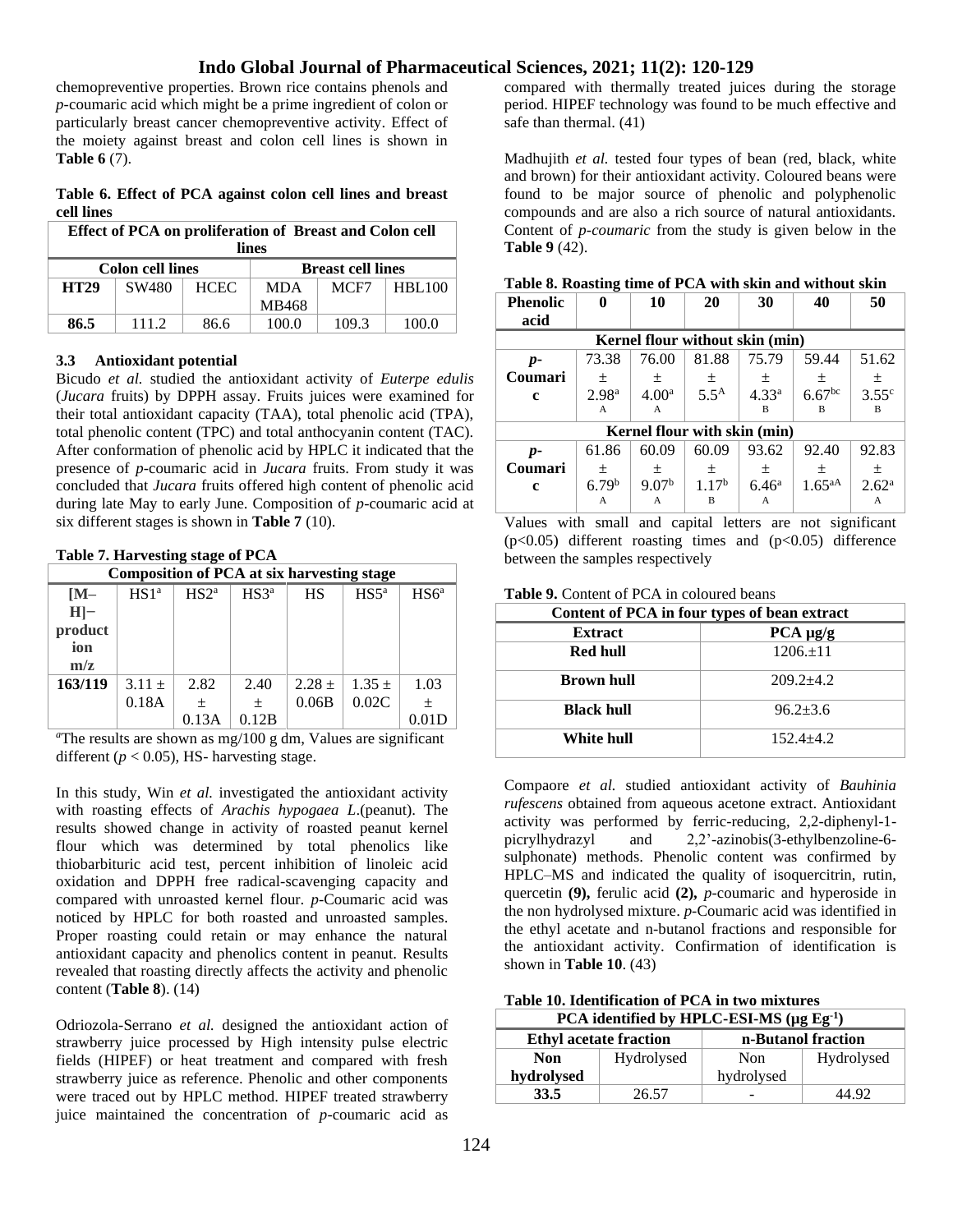chemopreventive properties. Brown rice contains phenols and *p*-coumaric acid which might be a prime ingredient of colon or particularly breast cancer chemopreventive activity. Effect of the moiety against breast and colon cell lines is shown in **Table 6** (7).

**Table 6. Effect of PCA against colon cell lines and breast cell lines**

| Effect of PCA on proliferation of Breast and Colon cell lines | | | | | |
|---|---|---|---|---|---|
| Colon cell lines | | | Breast cell lines | | |
| **HT29** | SW480 | HCEC | MDA MB468 | MCF7 | HBL100 |
| **86.5** | 111.2 | 86.6 | 100.0 | 109.3 | 100.0 |

### 3.3 Antioxidant potential

Bicudo *et al.* studied the antioxidant activity of *Euterpe edulis* (*Jucara* fruits) by DPPH assay. Fruits juices were examined for their total antioxidant capacity (TAA), total phenolic acid (TPA), total phenolic content (TPC) and total anthocyanin content (TAC). After conformation of phenolic acid by HPLC it indicated that the presence of *p*-coumaric acid in *Jucara* fruits. From study it was concluded that *Jucara* fruits offered high content of phenolic acid during late May to early June. Composition of *p*-coumaric acid at six different stages is shown in **Table 7** (10).

**Table 7. Harvesting stage of PCA**

| Composition of PCA at six harvesting stage | | | | | | |
|---|---|---|---|---|---|---|
| **[M–H]− product ion m/z** | HS1[a] | HS2[a] | HS3[a] | HS | HS5[a] | HS6[a] |
| **163/119** | 3.11 ± 0.18A | 2.82 ± 0.13A | 2.40 ± 0.12B | 2.28 ± 0.06B | 1.35 ± 0.02C | 1.03 ± 0.01D |

[a]The results are shown as mg/100 g dm, Values are significant different ($p < 0.05$), HS- harvesting stage.

In this study, Win *et al.* investigated the antioxidant activity with roasting effects of *Arachis hypogaea L*.(peanut). The results showed change in activity of roasted peanut kernel flour which was determined by total phenolics like thiobarbituric acid test, percent inhibition of linoleic acid oxidation and DPPH free radical-scavenging capacity and compared with unroasted kernel flour. *p*-Coumaric acid was noticed by HPLC for both roasted and unroasted samples. Proper roasting could retain or may enhance the natural antioxidant capacity and phenolics content in peanut. Results revealed that roasting directly affects the activity and phenolic content (**Table 8**). (14)

Odriozola-Serrano *et al.* designed the antioxidant action of strawberry juice processed by High intensity pulse electric fields (HIPEF) or heat treatment and compared with fresh strawberry juice as reference. Phenolic and other components were traced out by HPLC method. HIPEF treated strawberry juice maintained the concentration of *p*-coumaric acid as compared with thermally treated juices during the storage period. HIPEF technology was found to be much effective and safe than thermal. (41)

Madhujith *et al.* tested four types of bean (red, black, white and brown) for their antioxidant activity. Coloured beans were found to be major source of phenolic and polyphenolic compounds and are also a rich source of natural antioxidants. Content of *p-coumaric* from the study is given below in the **Table 9** (42).

**Table 8. Roasting time of PCA with skin and without skin**

| Phenolic acid | 0 | 10 | 20 | 30 | 40 | 50 |
|---|---|---|---|---|---|---|
| **Kernel flour without skin (min)** | | | | | | |
| ***p*-Coumaric** | 73.38 ± 2.98[a] A | 76.00 ± 4.00[a] A | 81.88 ± 5.5[A] | 75.79 ± 4.33[a] B | 59.44 ± 6.67[bc] B | 51.62 ± 3.55[c] B |
| **Kernel flour with skin (min)** | | | | | | |
| ***p*-Coumaric** | 61.86 ± 6.79[b] A | 60.09 ± 9.07[b] A | 60.09 ± 1.17[b] B | 93.62 ± 6.46[a] A | 92.40 ± 1.65[aA] | 92.83 ± 2.62[a] A |

Values with small and capital letters are not significant ($p<0.05$) different roasting times and ($p<0.05$) difference between the samples respectively

**Table 9.** Content of PCA in coloured beans

| Content of PCA in four types of bean extract | |
|---|---|
| **Extract** | **PCA µg/g** |
| **Red hull** | 1206.±11 |
| **Brown hull** | 209.2±4.2 |
| **Black hull** | 96.2±3.6 |
| **White hull** | 152.4±4.2 |

Compaore *et al.* studied antioxidant activity of *Bauhinia rufescens* obtained from aqueous acetone extract. Antioxidant activity was performed by ferric-reducing, 2,2-diphenyl-1-picrylhydrazyl and 2,2'-azinobis(3-ethylbenzoline-6-sulphonate) methods. Phenolic content was confirmed by HPLC–MS and indicated the quality of isoquercitrin, rutin, quercetin **(9),** ferulic acid **(2),** *p*-coumaric and hyperoside in the non hydrolysed mixture. *p*-Coumaric acid was identified in the ethyl acetate and n-butanol fractions and responsible for the antioxidant activity. Confirmation of identification is shown in **Table 10**. (43)

**Table 10. Identification of PCA in two mixtures**

| PCA identified by HPLC-ESI-MS (µg $Eg^{-1}$) | | | |
|---|---|---|---|
| Ethyl acetate fraction | | n-Butanol fraction | |
| **Non hydrolysed** | Hydrolysed | Non hydrolysed | Hydrolysed |
| **33.5** | 26.57 | - | 44.92 |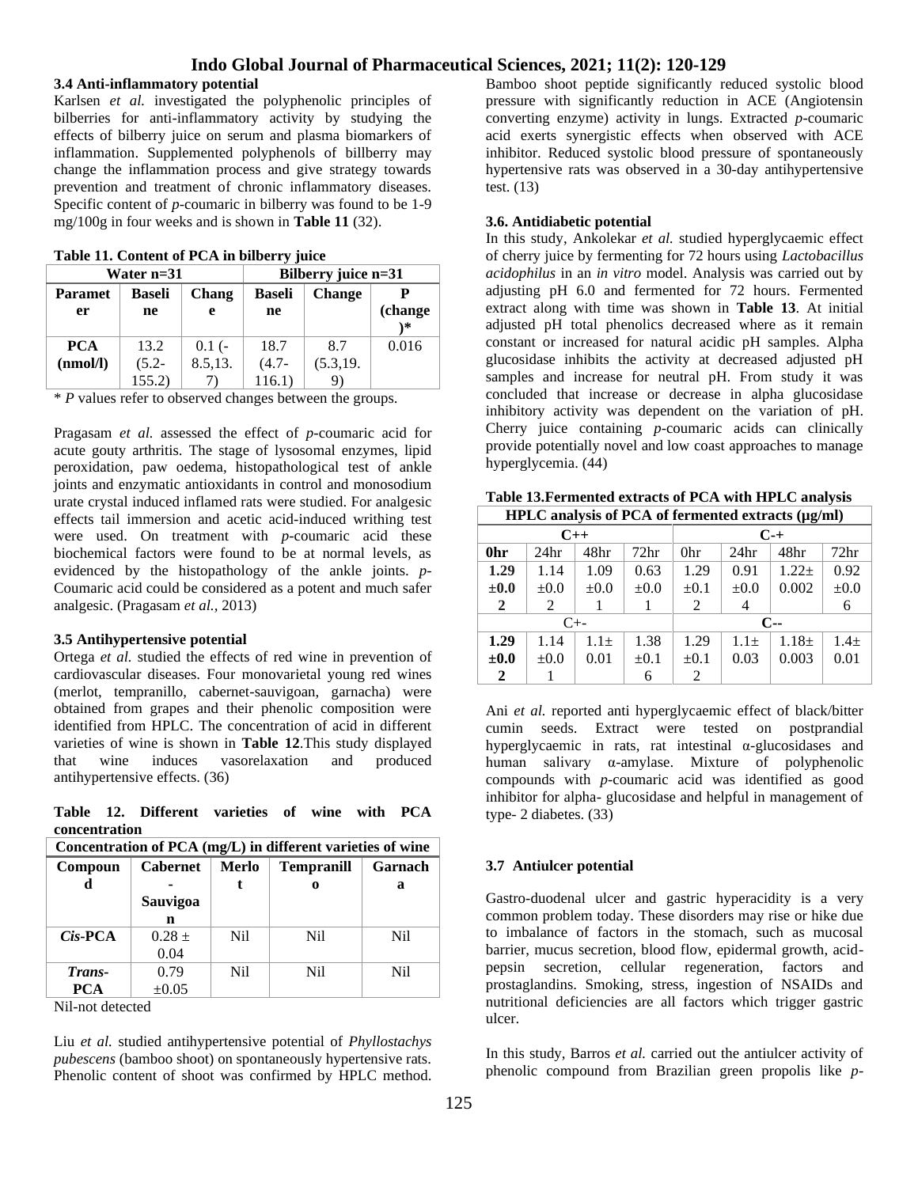### 3.4 Anti-inflammatory potential

Karlsen *et al.* investigated the polyphenolic principles of bilberries for anti-inflammatory activity by studying the effects of bilberry juice on serum and plasma biomarkers of inflammation. Supplemented polyphenols of billberry may change the inflammation process and give strategy towards prevention and treatment of chronic inflammatory diseases. Specific content of *p*-coumaric in bilberry was found to be 1-9 mg/100g in four weeks and is shown in **Table 11** (32).

**Table 11. Content of PCA in bilberry juice**

| | Water n=31 | | Bilberry juice n=31 | | |
|---|---|---|---|---|---|
| Parameter | Baseline | Change | Baseline | Change | P (change)* |
| PCA (nmol/l) | 13.2 (5.2-155.2) | 0.1 (-8.5,13.7) | 18.7 (4.7-116.1) | 8.7 (5.3,19.9) | 0.016 |

\* *P* values refer to observed changes between the groups.

Pragasam *et al.* assessed the effect of *p*-coumaric acid for acute gouty arthritis. The stage of lysosomal enzymes, lipid peroxidation, paw oedema, histopathological test of ankle joints and enzymatic antioxidants in control and monosodium urate crystal induced inflamed rats were studied. For analgesic effects tail immersion and acetic acid-induced writhing test were used. On treatment with *p*-coumaric acid these biochemical factors were found to be at normal levels, as evidenced by the histopathology of the ankle joints. *p*-Coumaric acid could be considered as a potent and much safer analgesic. (Pragasam *et al.,* 2013)

### 3.5 Antihypertensive potential

Ortega *et al.* studied the effects of red wine in prevention of cardiovascular diseases. Four monovarietal young red wines (merlot, tempranillo, cabernet-sauvigoan, garnacha) were obtained from grapes and their phenolic composition were identified from HPLC. The concentration of acid in different varieties of wine is shown in **Table 12**.This study displayed that wine induces vasorelaxation and produced antihypertensive effects. (36)

**Table 12. Different varieties of wine with PCA concentration**

| Concentration of PCA (mg/L) in different varieties of wine | | | | |
|---|---|---|---|---|
| Compound | Cabernet - Sauvigoan | Merlot | Tempranillo | Garnacha |
| *Cis*-PCA | 0.28 ± 0.04 | Nil | Nil | Nil |
| *Trans*-PCA | 0.79 ±0.05 | Nil | Nil | Nil |

Nil-not detected

Liu *et al.* studied antihypertensive potential of *Phyllostachys pubescens* (bamboo shoot) on spontaneously hypertensive rats. Phenolic content of shoot was confirmed by HPLC method. Bamboo shoot peptide significantly reduced systolic blood pressure with significantly reduction in ACE (Angiotensin converting enzyme) activity in lungs. Extracted *p*-coumaric acid exerts synergistic effects when observed with ACE inhibitor. Reduced systolic blood pressure of spontaneously hypertensive rats was observed in a 30-day antihypertensive test. (13)

### 3.6. Antidiabetic potential

In this study, Ankolekar *et al.* studied hyperglycaemic effect of cherry juice by fermenting for 72 hours using *Lactobacillus acidophilus* in an *in vitro* model. Analysis was carried out by adjusting pH 6.0 and fermented for 72 hours. Fermented extract along with time was shown in **Table 13**. At initial adjusted pH total phenolics decreased where as it remain constant or increased for natural acidic pH samples. Alpha glucosidase inhibits the activity at decreased adjusted pH samples and increase for neutral pH. From study it was concluded that increase or decrease in alpha glucosidase inhibitory activity was dependent on the variation of pH. Cherry juice containing *p*-coumaric acids can clinically provide potentially novel and low coast approaches to manage hyperglycemia. (44)

**Table 13.Fermented extracts of PCA with HPLC analysis**

| HPLC analysis of PCA of fermented extracts (μg/ml) | | | | | | | |
|---|---|---|---|---|---|---|---|
| C++ | | | | C-+ | | | |
| 0hr | 24hr | 48hr | 72hr | 0hr | 24hr | 48hr | 72hr |
| 1.29 ±0.02 | 1.14 ±0.02 | 1.09 ±0.01 | 0.63 ±0.01 | 1.29 ±0.12 | 0.91 ±0.04 | 1.22± 0.002 | 0.92 ±0.06 |
| C+- | | | | C-- | | | |
| 1.29 ±0.02 | 1.14 ±0.01 | 1.1± 0.01 | 1.38 ±0.16 | 1.29 ±0.12 | 1.1± 0.03 | 1.18± 0.003 | 1.4± 0.01 |

Ani *et al.* reported anti hyperglycaemic effect of black/bitter cumin seeds. Extract were tested on postprandial hyperglycaemic in rats, rat intestinal α-glucosidases and human salivary α-amylase. Mixture of polyphenolic compounds with *p*-coumaric acid was identified as good inhibitor for alpha- glucosidase and helpful in management of type- 2 diabetes. (33)

### 3.7 Antiulcer potential

Gastro-duodenal ulcer and gastric hyperacidity is a very common problem today. These disorders may rise or hike due to imbalance of factors in the stomach, such as mucosal barrier, mucus secretion, blood flow, epidermal growth, acid-pepsin secretion, cellular regeneration, factors and prostaglandins. Smoking, stress, ingestion of NSAIDs and nutritional deficiencies are all factors which trigger gastric ulcer.

In this study, Barros *et al.* carried out the antiulcer activity of phenolic compound from Brazilian green propolis like *p*-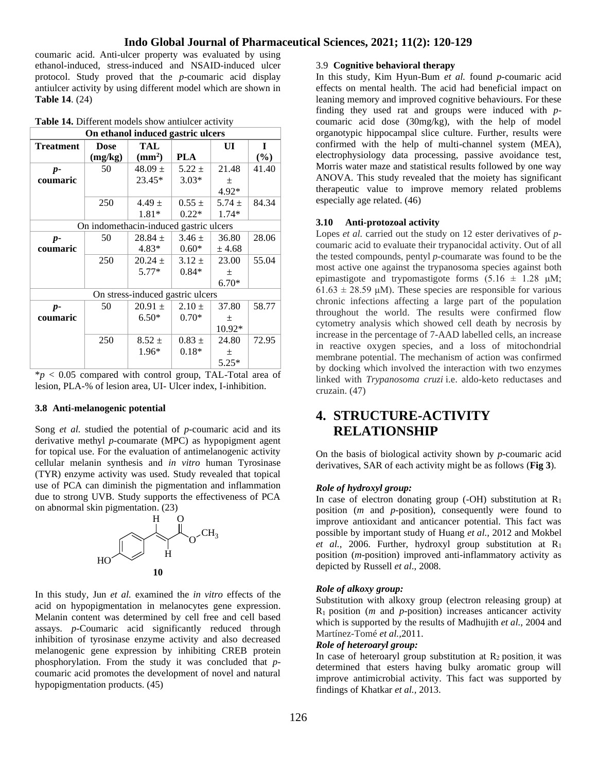coumaric acid. Anti-ulcer property was evaluated by using ethanol-induced, stress-induced and NSAID-induced ulcer protocol. Study proved that the *p*-coumaric acid display antiulcer activity by using different model which are shown in **Table 14**. (24)

**Table 14.** Different models show antiulcer activity

| Treatment | Dose (mg/kg) | TAL ($mm^2$) | PLA | UI | I (%) |
|---|---|---|---|---|---|
| **On ethanol induced gastric ulcers** | | | | | |
| ***p*-coumaric** | 50 | 48.09 ± 23.45* | 5.22 ± 3.03* | 21.48 ± 4.92* | 41.40 |
| | 250 | 4.49 ± 1.81* | 0.55 ± 0.22* | 5.74 ± 1.74* | 84.34 |
| **On indomethacin-induced gastric ulcers** | | | | | |
| ***p*-coumaric** | 50 | 28.84 ± 4.83* | 3.46 ± 0.60* | 36.80 ± 4.68 | 28.06 |
| | 250 | 20.24 ± 5.77* | 3.12 ± 0.84* | 23.00 ± 6.70* | 55.04 |
| **On stress-induced gastric ulcers** | | | | | |
| ***p*-coumaric** | 50 | 20.91 ± 6.50* | 2.10 ± 0.70* | 37.80 ± 10.92* | 58.77 |
| | 250 | 8.52 ± 1.96* | 0.83 ± 0.18* | 24.80 ± 5.25* | 72.95 |

*$p < 0.05$ compared with control group, TAL-Total area of lesion, PLA-% of lesion area, UI- Ulcer index, I-inhibition.

### 3.8 Anti-melanogenic potential

Song *et al.* studied the potential of *p*-coumaric acid and its derivative methyl *p*-coumarate (MPC) as hypopigment agent for topical use. For the evaluation of antimelanogenic activity cellular melanin synthesis and *in vitro* human Tyrosinase (TYR) enzyme activity was used. Study revealed that topical use of PCA can diminish the pigmentation and inflammation due to strong UVB. Study supports the effectiveness of PCA on abnormal skin pigmentation. (23)

**10**

In this study, Jun *et al.* examined the *in vitro* effects of the acid on hypopigmentation in melanocytes gene expression. Melanin content was determined by cell free and cell based assays. *p*-Coumaric acid significantly reduced through inhibition of tyrosinase enzyme activity and also decreased melanogenic gene expression by inhibiting CREB protein phosphorylation. From the study it was concluded that *p*-coumaric acid promotes the development of novel and natural hypopigmentation products. (45)

### 3.9 Cognitive behavioral therapy

In this study, Kim Hyun-Bum *et al.* found *p*-coumaric acid effects on mental health. The acid had beneficial impact on leaning memory and improved cognitive behaviours. For these finding they used rat and groups were induced with *p*-coumaric acid dose (30mg/kg), with the help of model organotypic hippocampal slice culture. Further, results were confirmed with the help of multi-channel system (MEA), electrophysiology data processing, passive avoidance test, Morris water maze and statistical results followed by one way ANOVA. This study revealed that the moiety has significant therapeutic value to improve memory related problems especially age related. (46)

### 3.10 Anti-protozoal activity

Lopes *et al.* carried out the study on 12 ester derivatives of *p*-coumaric acid to evaluate their trypanocidal activity. Out of all the tested compounds, pentyl *p*-coumarate was found to be the most active one against the trypanosoma species against both epimastigote and trypomastigote forms (5.16 ± 1.28 μM; 61.63 ± 28.59 μM). These species are responsible for various chronic infections affecting a large part of the population throughout the world. The results were confirmed flow cytometry analysis which showed cell death by necrosis by increase in the percentage of 7-AAD labelled cells, an increase in reactive oxygen species, and a loss of mitochondrial membrane potential. The mechanism of action was confirmed by docking which involved the interaction with two enzymes linked with *Trypanosoma cruzi* i.e. aldo-keto reductases and cruzain. (47)

# 4. STRUCTURE-ACTIVITY RELATIONSHIP

On the basis of biological activity shown by *p*-coumaric acid derivatives, SAR of each activity might be as follows (**Fig 3**).

***Role of hydroxyl group:***

In case of electron donating group (-OH) substitution at $R_1$ position (*m* and *p*-position), consequently were found to improve antioxidant and anticancer potential. This fact was possible by important study of Huang *et al.,* 2012 and Mokbel *et al.,* 2006. Further, hydroxyl group substitution at $R_1$ position (*m*-position) improved anti-inflammatory activity as depicted by Russell *et al*., 2008.

***Role of alkoxy group:***

Substitution with alkoxy group (electron releasing group) at $R_1$ position (*m* and *p*-position) increases anticancer activity which is supported by the results of Madhujith *et al.,* 2004 and Martínez-Tomé *et al.,*2011.

***Role of heteroaryl group:***

In case of heteroaryl group substitution at $R_2$ position, it was determined that esters having bulky aromatic group will improve antimicrobial activity. This fact was supported by findings of Khatkar *et al.,* 2013.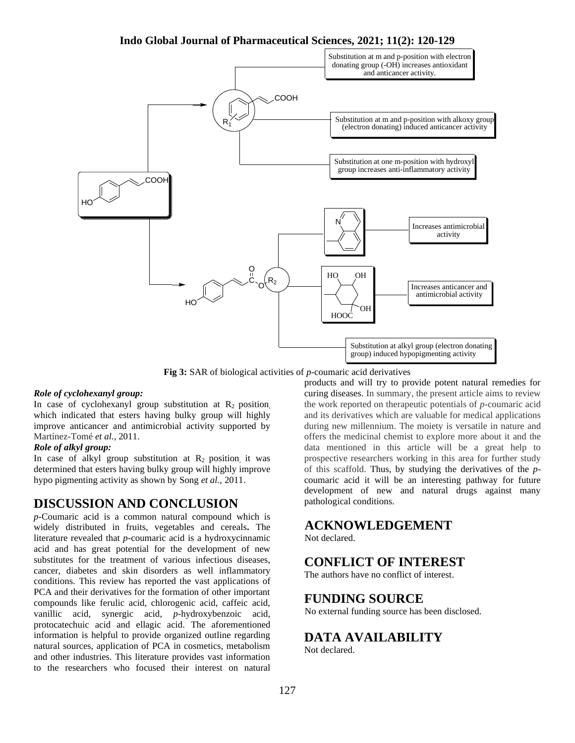Substitution at m and p-position with electron donating group (-OH) increases antioxidant and anticancer activity.

Substitution at m and p-position with alkoxy group (electron donating) induced anticancer activity

Substitution at one m-position with hydroxyl group increases anti-inflammatory activity

Increases antimicrobial activity

Increases anticancer and antimicrobial activity

Substitution at alkyl group (electron donating group) induced hypopigmenting activity

**Fig 3:** SAR of biological activities of *p*-coumaric acid derivatives

***Role of cyclohexanyl group:***

In case of cyclohexanyl group substitution at $R_2$ position, which indicated that esters having bulky group will highly improve anticancer and antimicrobial activity supported by Martínez-Tomé *et al.*, 2011.

***Role of alkyl group:***

In case of alkyl group substitution at $R_2$ position, it was determined that esters having bulky group will highly improve hypo pigmenting activity as shown by Song *et al.,* 2011.

## DISCUSSION AND CONCLUSION

*p*-Coumaric acid is a common natural compound which is widely distributed in fruits, vegetables and cereals**.** The literature revealed that *p*-coumaric acid is a hydroxycinnamic acid and has great potential for the development of new substitutes for the treatment of various infectious diseases, cancer, diabetes and skin disorders as well inflammatory conditions. This review has reported the vast applications of PCA and their derivatives for the formation of other important compounds like ferulic acid, chlorogenic acid, caffeic acid, vanillic acid, synergic acid, *p*-hydroxybenzoic acid, protocatechuic acid and ellagic acid. The aforementioned information is helpful to provide organized outline regarding natural sources, application of PCA in cosmetics, metabolism and other industries. This literature provides vast information to the researchers who focused their interest on natural products and will try to provide potent natural remedies for curing diseases. In summary, the present article aims to review the work reported on therapeutic potentials of *p*-coumaric acid and its derivatives which are valuable for medical applications during new millennium. The moiety is versatile in nature and offers the medicinal chemist to explore more about it and the data mentioned in this article will be a great help to prospective researchers working in this area for further study of this scaffold. Thus, by studying the derivatives of the *p*-coumaric acid it will be an interesting pathway for future development of new and natural drugs against many pathological conditions.

## ACKNOWLEDGEMENT

Not declared.

## CONFLICT OF INTEREST

The authors have no conflict of interest.

## FUNDING SOURCE

No external funding source has been disclosed.

## DATA AVAILABILITY

Not declared.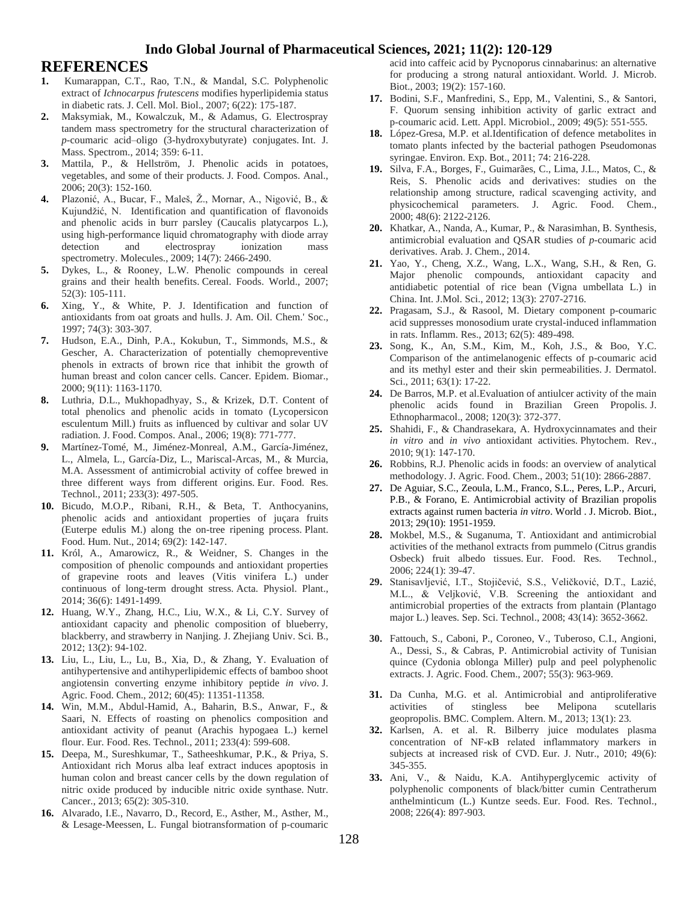## REFERENCES

1. Kumarappan, C.T., Rao, T.N., & Mandal, S.C. Polyphenolic extract of *Ichnocarpus frutescens* modifies hyperlipidemia status in diabetic rats. J. Cell. Mol. Biol., 2007; 6(22): 175-187.
2. Maksymiak, M., Kowalczuk, M., & Adamus, G. Electrospray tandem mass spectrometry for the structural characterization of *p*-coumaric acid–oligo (3-hydroxybutyrate) conjugates. Int. J. Mass. Spectrom., 2014; 359: 6-11.
3. Mattila, P., & Hellström, J. Phenolic acids in potatoes, vegetables, and some of their products. J. Food. Compos. Anal., 2006; 20(3): 152-160.
4. Plazonić, A., Bucar, F., Maleš, Ž., Mornar, A., Nigović, B., & Kujundžić, N. Identification and quantification of flavonoids and phenolic acids in burr parsley (Caucalis platycarpos L.), using high-performance liquid chromatography with diode array detection and electrospray ionization mass spectrometry. Molecules., 2009; 14(7): 2466-2490.
5. Dykes, L., & Rooney, L.W. Phenolic compounds in cereal grains and their health benefits. Cereal. Foods. World., 2007; 52(3): 105-111.
6. Xing, Y., & White, P. J. Identification and function of antioxidants from oat groats and hulls. J. Am. Oil. Chem.' Soc., 1997; 74(3): 303-307.
7. Hudson, E.A., Dinh, P.A., Kokubun, T., Simmonds, M.S., & Gescher, A. Characterization of potentially chemopreventive phenols in extracts of brown rice that inhibit the growth of human breast and colon cancer cells. Cancer. Epidem. Biomar., 2000; 9(11): 1163-1170.
8. Luthria, D.L., Mukhopadhyay, S., & Krizek, D.T. Content of total phenolics and phenolic acids in tomato (Lycopersicon esculentum Mill.) fruits as influenced by cultivar and solar UV radiation. J. Food. Compos. Anal., 2006; 19(8): 771-777.
9. Martínez-Tomé, M., Jiménez-Monreal, A.M., García-Jiménez, L., Almela, L., García-Diz, L., Mariscal-Arcas, M., & Murcia, M.A. Assessment of antimicrobial activity of coffee brewed in three different ways from different origins. Eur. Food. Res. Technol., 2011; 233(3): 497-505.
10. Bicudo, M.O.P., Ribani, R.H., & Beta, T. Anthocyanins, phenolic acids and antioxidant properties of juçara fruits (Euterpe edulis M.) along the on-tree ripening process. Plant. Food. Hum. Nut., 2014; 69(2): 142-147.
11. Król, A., Amarowicz, R., & Weidner, S. Changes in the composition of phenolic compounds and antioxidant properties of grapevine roots and leaves (Vitis vinifera L.) under continuous of long-term drought stress. Acta. Physiol. Plant., 2014; 36(6): 1491-1499.
12. Huang, W.Y., Zhang, H.C., Liu, W.X., & Li, C.Y. Survey of antioxidant capacity and phenolic composition of blueberry, blackberry, and strawberry in Nanjing. J. Zhejiang Univ. Sci. B., 2012; 13(2): 94-102.
13. Liu, L., Liu, L., Lu, B., Xia, D., & Zhang, Y. Evaluation of antihypertensive and antihyperlipidemic effects of bamboo shoot angiotensin converting enzyme inhibitory peptide *in vivo*. J. Agric. Food. Chem., 2012; 60(45): 11351-11358.
14. Win, M.M., Abdul-Hamid, A., Baharin, B.S., Anwar, F., & Saari, N. Effects of roasting on phenolics composition and antioxidant activity of peanut (Arachis hypogaea L.) kernel flour. Eur. Food. Res. Technol., 2011; 233(4): 599-608.
15. Deepa, M., Sureshkumar, T., Satheeshkumar, P.K., & Priya, S. Antioxidant rich Morus alba leaf extract induces apoptosis in human colon and breast cancer cells by the down regulation of nitric oxide produced by inducible nitric oxide synthase. Nutr. Cancer., 2013; 65(2): 305-310.
16. Alvarado, I.E., Navarro, D., Record, E., Asther, M., Asther, M., & Lesage-Meessen, L. Fungal biotransformation of p-coumaric acid into caffeic acid by Pycnoporus cinnabarinus: an alternative for producing a strong natural antioxidant. World. J. Microb. Biot., 2003; 19(2): 157-160.
17. Bodini, S.F., Manfredini, S., Epp, M., Valentini, S., & Santori, F. Quorum sensing inhibition activity of garlic extract and p-coumaric acid. Lett. Appl. Microbiol., 2009; 49(5): 551-555.
18. López-Gresa, M.P. et al.Identification of defence metabolites in tomato plants infected by the bacterial pathogen Pseudomonas syringae. Environ. Exp. Bot., 2011; 74: 216-228.
19. Silva, F.A., Borges, F., Guimarães, C., Lima, J.L., Matos, C., & Reis, S. Phenolic acids and derivatives: studies on the relationship among structure, radical scavenging activity, and physicochemical parameters. J. Agric. Food. Chem., 2000; 48(6): 2122-2126.
20. Khatkar, A., Nanda, A., Kumar, P., & Narasimhan, B. Synthesis, antimicrobial evaluation and QSAR studies of *p*-coumaric acid derivatives. Arab. J. Chem., 2014.
21. Yao, Y., Cheng, X.Z., Wang, L.X., Wang, S.H., & Ren, G. Major phenolic compounds, antioxidant capacity and antidiabetic potential of rice bean (Vigna umbellata L.) in China. Int. J.Mol. Sci., 2012; 13(3): 2707-2716.
22. Pragasam, S.J., & Rasool, M. Dietary component p-coumaric acid suppresses monosodium urate crystal-induced inflammation in rats. Inflamm. Res., 2013; 62(5): 489-498.
23. Song, K., An, S.M., Kim, M., Koh, J.S., & Boo, Y.C. Comparison of the antimelanogenic effects of p-coumaric acid and its methyl ester and their skin permeabilities. J. Dermatol. Sci., 2011; 63(1): 17-22.
24. De Barros, M.P. et al.Evaluation of antiulcer activity of the main phenolic acids found in Brazilian Green Propolis. J. Ethnopharmacol., 2008; 120(3): 372-377.
25. Shahidi, F., & Chandrasekara, A. Hydroxycinnamates and their *in vitro* and *in vivo* antioxidant activities. Phytochem. Rev., 2010; 9(1): 147-170.
26. Robbins, R.J. Phenolic acids in foods: an overview of analytical methodology. J. Agric. Food. Chem., 2003; 51(10): 2866-2887.
27. De Aguiar, S.C., Zeoula, L.M., Franco, S.L., Peres, L.P., Arcuri, P.B., & Forano, E. Antimicrobial activity of Brazilian propolis extracts against rumen bacteria *in vitro*. World . J. Microb. Biot., 2013; 29(10): 1951-1959.
28. Mokbel, M.S., & Suganuma, T. Antioxidant and antimicrobial activities of the methanol extracts from pummelo (Citrus grandis Osbeck) fruit albedo tissues. Eur. Food. Res. Technol., 2006; 224(1): 39-47.
29. Stanisavljević, I.T., Stojičević, S.S., Veličković, D.T., Lazić, M.L., & Veljković, V.B. Screening the antioxidant and antimicrobial properties of the extracts from plantain (Plantago major L.) leaves. Sep. Sci. Technol., 2008; 43(14): 3652-3662.
30. Fattouch, S., Caboni, P., Coroneo, V., Tuberoso, C.I., Angioni, A., Dessi, S., & Cabras, P. Antimicrobial activity of Tunisian quince (Cydonia oblonga Miller) pulp and peel polyphenolic extracts. J. Agric. Food. Chem., 2007; 55(3): 963-969.
31. Da Cunha, M.G. et al. Antimicrobial and antiproliferative activities of stingless bee Melipona scutellaris geopropolis. BMC. Complem. Altern. M., 2013; 13(1): 23.
32. Karlsen, A. et al. R. Bilberry juice modulates plasma concentration of NF-κB related inflammatory markers in subjects at increased risk of CVD. Eur. J. Nutr., 2010; 49(6): 345-355.
33. Ani, V., & Naidu, K.A. Antihyperglycemic activity of polyphenolic components of black/bitter cumin Centratherum anthelminticum (L.) Kuntze seeds. Eur. Food. Res. Technol., 2008; 226(4): 897-903.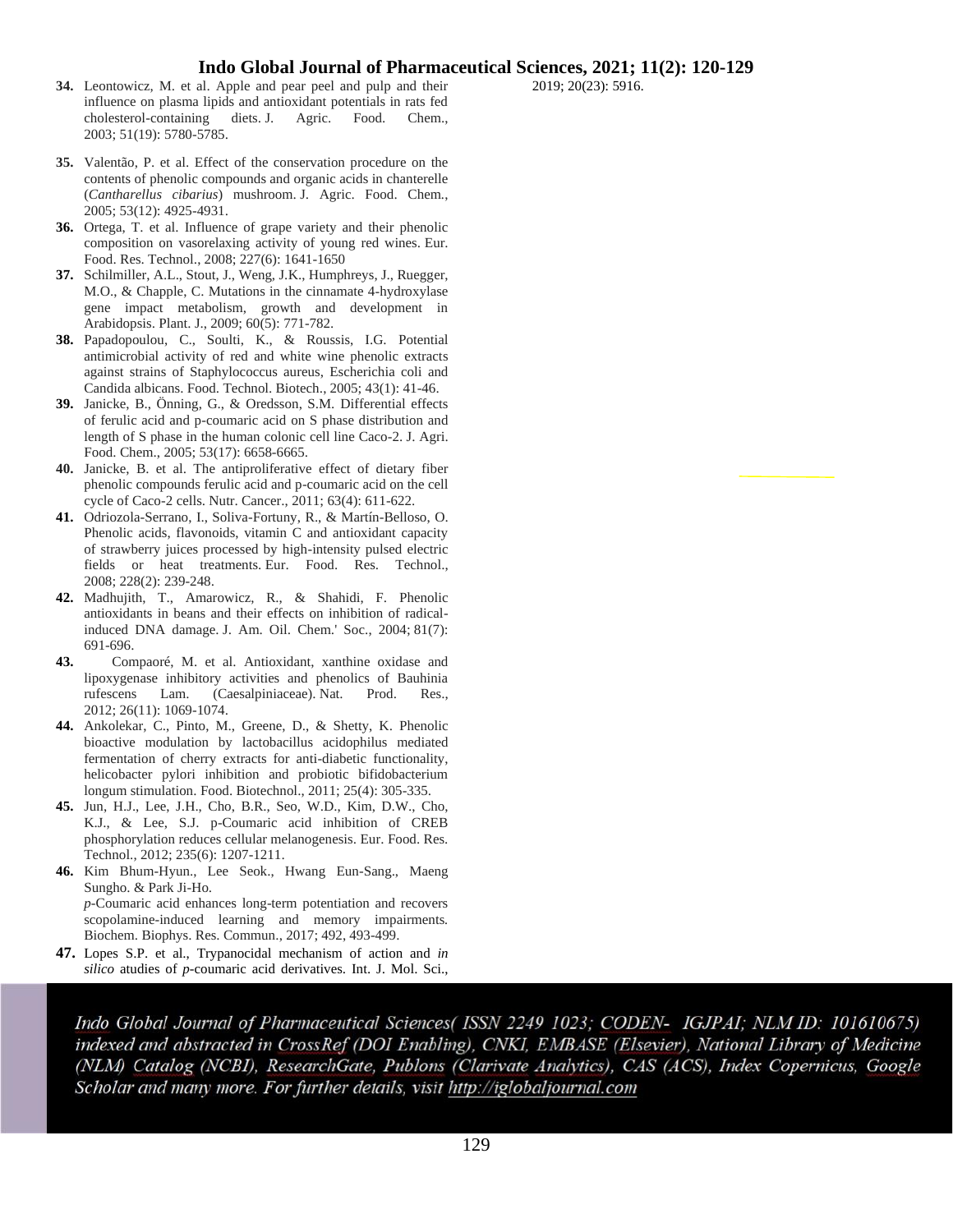**34.** Leontowicz, M. et al. Apple and pear peel and pulp and their influence on plasma lipids and antioxidant potentials in rats fed cholesterol-containing diets. J. Agric. Food. Chem., 2003; 51(19): 5780-5785.

**35.** Valentão, P. et al. Effect of the conservation procedure on the contents of phenolic compounds and organic acids in chanterelle (*Cantharellus cibarius*) mushroom. J. Agric. Food. Chem., 2005; 53(12): 4925-4931.

**36.** Ortega, T. et al. Influence of grape variety and their phenolic composition on vasorelaxing activity of young red wines. Eur. Food. Res. Technol., 2008; 227(6): 1641-1650

**37.** Schilmiller, A.L., Stout, J., Weng, J.K., Humphreys, J., Ruegger, M.O., & Chapple, C. Mutations in the cinnamate 4-hydroxylase gene impact metabolism, growth and development in Arabidopsis. Plant. J., 2009; 60(5): 771-782.

**38.** Papadopoulou, C., Soulti, K., & Roussis, I.G. Potential antimicrobial activity of red and white wine phenolic extracts against strains of Staphylococcus aureus, Escherichia coli and Candida albicans. Food. Technol. Biotech., 2005; 43(1): 41-46.

**39.** Janicke, B., Önning, G., & Oredsson, S.M. Differential effects of ferulic acid and p-coumaric acid on S phase distribution and length of S phase in the human colonic cell line Caco-2. J. Agri. Food. Chem., 2005; 53(17): 6658-6665.

**40.** Janicke, B. et al. The antiproliferative effect of dietary fiber phenolic compounds ferulic acid and p-coumaric acid on the cell cycle of Caco-2 cells. Nutr. Cancer., 2011; 63(4): 611-622.

**41.** Odriozola-Serrano, I., Soliva-Fortuny, R., & Martín-Belloso, O. Phenolic acids, flavonoids, vitamin C and antioxidant capacity of strawberry juices processed by high-intensity pulsed electric fields or heat treatments. Eur. Food. Res. Technol., 2008; 228(2): 239-248.

**42.** Madhujith, T., Amarowicz, R., & Shahidi, F. Phenolic antioxidants in beans and their effects on inhibition of radical-induced DNA damage. J. Am. Oil. Chem.' Soc., 2004; 81(7): 691-696.

**43.** Compaoré, M. et al. Antioxidant, xanthine oxidase and lipoxygenase inhibitory activities and phenolics of Bauhinia rufescens Lam. (Caesalpiniaceae). Nat. Prod. Res., 2012; 26(11): 1069-1074.

**44.** Ankolekar, C., Pinto, M., Greene, D., & Shetty, K. Phenolic bioactive modulation by lactobacillus acidophilus mediated fermentation of cherry extracts for anti-diabetic functionality, helicobacter pylori inhibition and probiotic bifidobacterium longum stimulation. Food. Biotechnol., 2011; 25(4): 305-335.

**45.** Jun, H.J., Lee, J.H., Cho, B.R., Seo, W.D., Kim, D.W., Cho, K.J., & Lee, S.J. p-Coumaric acid inhibition of CREB phosphorylation reduces cellular melanogenesis. Eur. Food. Res. Technol., 2012; 235(6): 1207-1211.

**46.** Kim Bhum-Hyun., Lee Seok., Hwang Eun-Sang., Maeng Sungho. & Park Ji-Ho. *p*-Coumaric acid enhances long-term potentiation and recovers scopolamine-induced learning and memory impairments. Biochem. Biophys. Res. Commun., 2017; 492, 493-499.

**47.** Lopes S.P. et al., Trypanocidal mechanism of action and *in silico* atudies of *p*-coumaric acid derivatives. Int. J. Mol. Sci., 2019; 20(23): 5916.

*Indo Global Journal of Pharmaceutical Sciences( ISSN 2249 1023; CODEN- IGJPAI; NLM ID: 101610675) indexed and abstracted in CrossRef (DOI Enabling), CNKI, EMBASE (Elsevier), National Library of Medicine (NLM) Catalog (NCBI), ResearchGate, Publons (Clarivate Analytics), CAS (ACS), Index Copernicus, Google Scholar and many more. For further details, visit http://iglobaljournal.com*